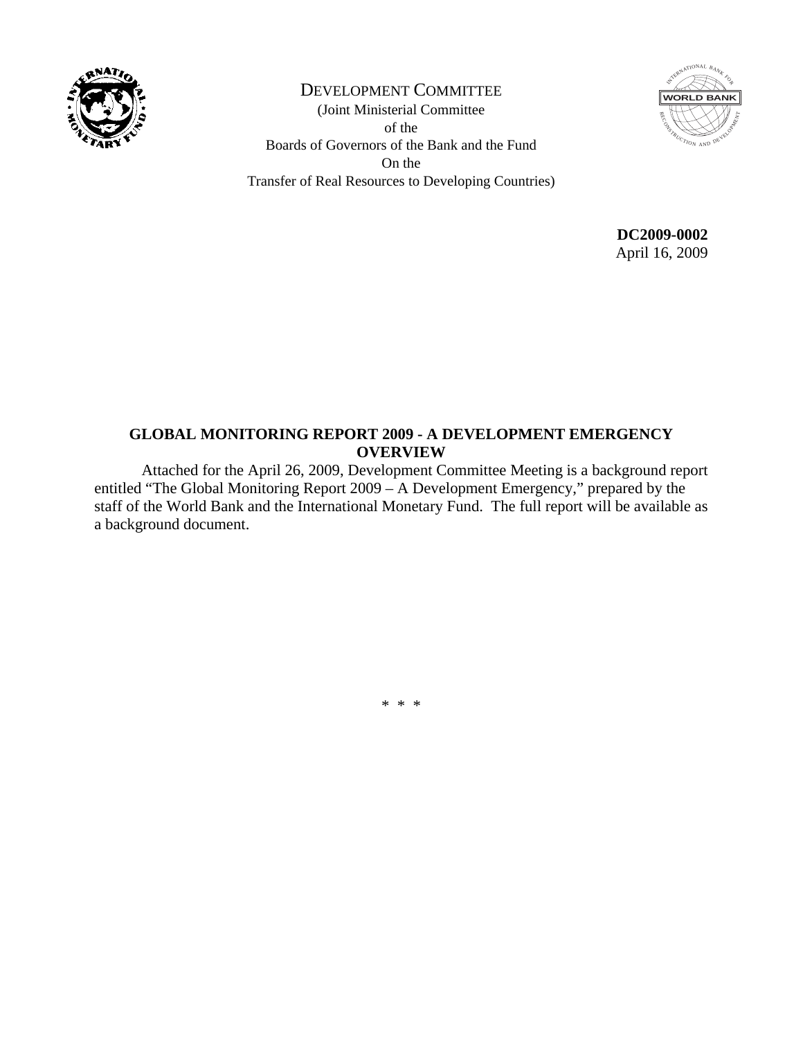DEVELOPMENT COMMITTEE

(Joint Ministerial Committee
of the
Boards of Governors of the Bank and the Fund
On the
Transfer of Real Resources to Developing Countries)

**DC2009-0002**
April 16, 2009

**GLOBAL MONITORING REPORT 2009 - A DEVELOPMENT EMERGENCY OVERVIEW**

Attached for the April 26, 2009, Development Committee Meeting is a background report entitled "The Global Monitoring Report 2009 – A Development Emergency," prepared by the staff of the World Bank and the International Monetary Fund. The full report will be available as a background document.

\* \* \*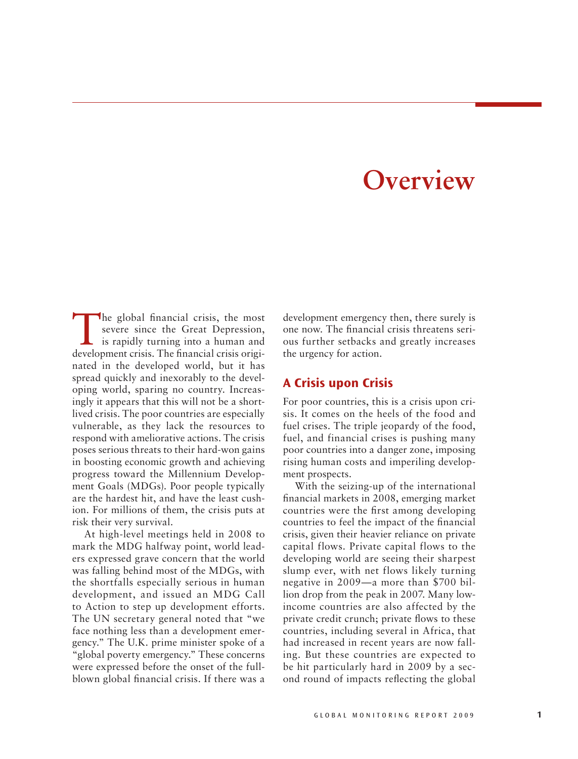# Overview

The global financial crisis, the most severe since the Great Depression, is rapidly turning into a human and development crisis. The financial crisis originated in the developed world, but it has spread quickly and inexorably to the developing world, sparing no country. Increasingly it appears that this will not be a short-lived crisis. The poor countries are especially vulnerable, as they lack the resources to respond with ameliorative actions. The crisis poses serious threats to their hard-won gains in boosting economic growth and achieving progress toward the Millennium Development Goals (MDGs). Poor people typically are the hardest hit, and have the least cushion. For millions of them, the crisis puts at risk their very survival.

At high-level meetings held in 2008 to mark the MDG halfway point, world leaders expressed grave concern that the world was falling behind most of the MDGs, with the shortfalls especially serious in human development, and issued an MDG Call to Action to step up development efforts. The UN secretary general noted that "we face nothing less than a development emergency." The U.K. prime minister spoke of a "global poverty emergency." These concerns were expressed before the onset of the full-blown global financial crisis. If there was a development emergency then, there surely is one now. The financial crisis threatens serious further setbacks and greatly increases the urgency for action.

## A Crisis upon Crisis

For poor countries, this is a crisis upon crisis. It comes on the heels of the food and fuel crises. The triple jeopardy of the food, fuel, and financial crises is pushing many poor countries into a danger zone, imposing rising human costs and imperiling development prospects.

With the seizing-up of the international financial markets in 2008, emerging market countries were the first among developing countries to feel the impact of the financial crisis, given their heavier reliance on private capital flows. Private capital flows to the developing world are seeing their sharpest slump ever, with net flows likely turning negative in 2009—a more than $700 billion drop from the peak in 2007. Many low-income countries are also affected by the private credit crunch; private flows to these countries, including several in Africa, that had increased in recent years are now falling. But these countries are expected to be hit particularly hard in 2009 by a second round of impacts reflecting the global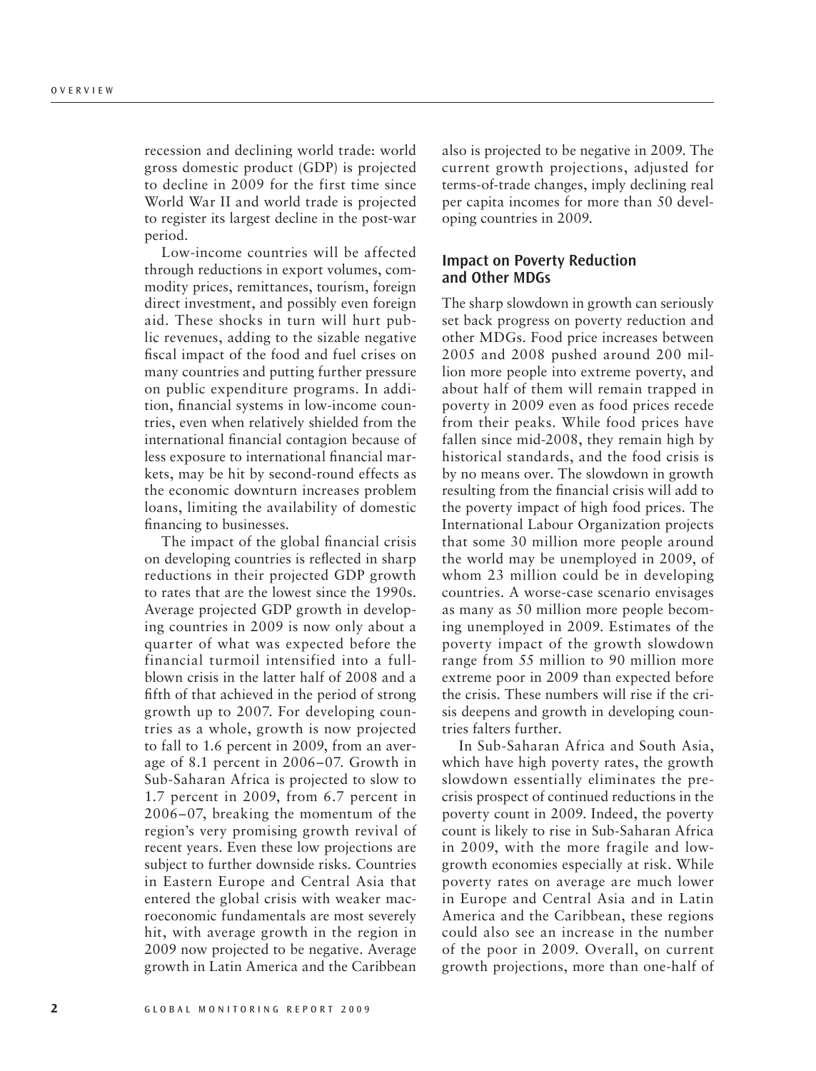recession and declining world trade: world gross domestic product (GDP) is projected to decline in 2009 for the first time since World War II and world trade is projected to register its largest decline in the post-war period.

Low-income countries will be affected through reductions in export volumes, commodity prices, remittances, tourism, foreign direct investment, and possibly even foreign aid. These shocks in turn will hurt public revenues, adding to the sizable negative fiscal impact of the food and fuel crises on many countries and putting further pressure on public expenditure programs. In addition, financial systems in low-income countries, even when relatively shielded from the international financial contagion because of less exposure to international financial markets, may be hit by second-round effects as the economic downturn increases problem loans, limiting the availability of domestic financing to businesses.

The impact of the global financial crisis on developing countries is reflected in sharp reductions in their projected GDP growth to rates that are the lowest since the 1990s. Average projected GDP growth in developing countries in 2009 is now only about a quarter of what was expected before the financial turmoil intensified into a full-blown crisis in the latter half of 2008 and a fifth of that achieved in the period of strong growth up to 2007. For developing countries as a whole, growth is now projected to fall to 1.6 percent in 2009, from an average of 8.1 percent in 2006–07. Growth in Sub-Saharan Africa is projected to slow to 1.7 percent in 2009, from 6.7 percent in 2006–07, breaking the momentum of the region's very promising growth revival of recent years. Even these low projections are subject to further downside risks. Countries in Eastern Europe and Central Asia that entered the global crisis with weaker macroeconomic fundamentals are most severely hit, with average growth in the region in 2009 now projected to be negative. Average growth in Latin America and the Caribbean also is projected to be negative in 2009. The current growth projections, adjusted for terms-of-trade changes, imply declining real per capita incomes for more than 50 developing countries in 2009.

### Impact on Poverty Reduction and Other MDGs

The sharp slowdown in growth can seriously set back progress on poverty reduction and other MDGs. Food price increases between 2005 and 2008 pushed around 200 million more people into extreme poverty, and about half of them will remain trapped in poverty in 2009 even as food prices recede from their peaks. While food prices have fallen since mid-2008, they remain high by historical standards, and the food crisis is by no means over. The slowdown in growth resulting from the financial crisis will add to the poverty impact of high food prices. The International Labour Organization projects that some 30 million more people around the world may be unemployed in 2009, of whom 23 million could be in developing countries. A worse-case scenario envisages as many as 50 million more people becoming unemployed in 2009. Estimates of the poverty impact of the growth slowdown range from 55 million to 90 million more extreme poor in 2009 than expected before the crisis. These numbers will rise if the crisis deepens and growth in developing countries falters further.

In Sub-Saharan Africa and South Asia, which have high poverty rates, the growth slowdown essentially eliminates the pre-crisis prospect of continued reductions in the poverty count in 2009. Indeed, the poverty count is likely to rise in Sub-Saharan Africa in 2009, with the more fragile and low-growth economies especially at risk. While poverty rates on average are much lower in Europe and Central Asia and in Latin America and the Caribbean, these regions could also see an increase in the number of the poor in 2009. Overall, on current growth projections, more than one-half of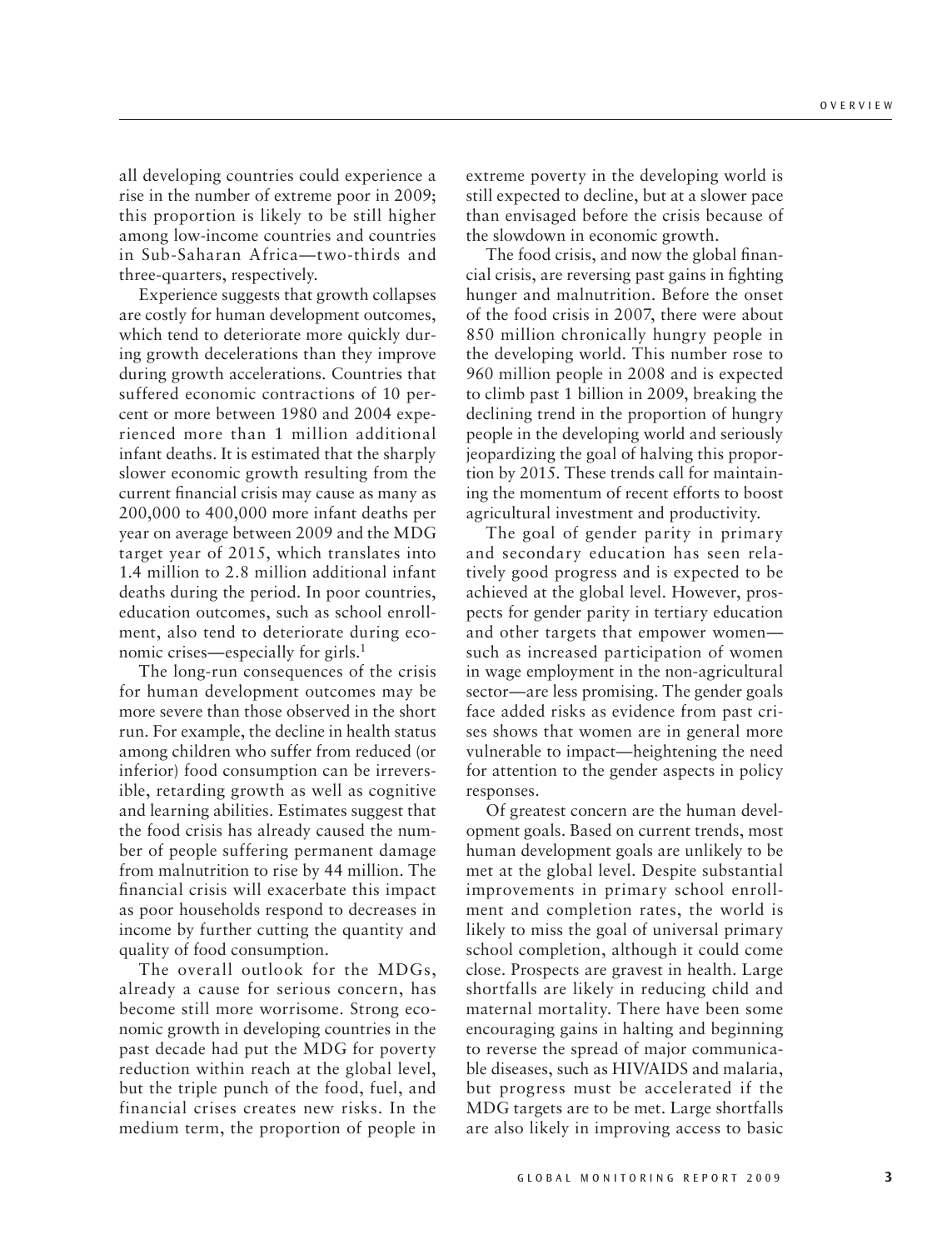all developing countries could experience a rise in the number of extreme poor in 2009; this proportion is likely to be still higher among low-income countries and countries in Sub-Saharan Africa—two-thirds and three-quarters, respectively.

Experience suggests that growth collapses are costly for human development outcomes, which tend to deteriorate more quickly during growth decelerations than they improve during growth accelerations. Countries that suffered economic contractions of 10 percent or more between 1980 and 2004 experienced more than 1 million additional infant deaths. It is estimated that the sharply slower economic growth resulting from the current financial crisis may cause as many as 200,000 to 400,000 more infant deaths per year on average between 2009 and the MDG target year of 2015, which translates into 1.4 million to 2.8 million additional infant deaths during the period. In poor countries, education outcomes, such as school enrollment, also tend to deteriorate during economic crises—especially for girls.[1]

The long-run consequences of the crisis for human development outcomes may be more severe than those observed in the short run. For example, the decline in health status among children who suffer from reduced (or inferior) food consumption can be irreversible, retarding growth as well as cognitive and learning abilities. Estimates suggest that the food crisis has already caused the number of people suffering permanent damage from malnutrition to rise by 44 million. The financial crisis will exacerbate this impact as poor households respond to decreases in income by further cutting the quantity and quality of food consumption.

The overall outlook for the MDGs, already a cause for serious concern, has become still more worrisome. Strong economic growth in developing countries in the past decade had put the MDG for poverty reduction within reach at the global level, but the triple punch of the food, fuel, and financial crises creates new risks. In the medium term, the proportion of people in extreme poverty in the developing world is still expected to decline, but at a slower pace than envisaged before the crisis because of the slowdown in economic growth.

The food crisis, and now the global financial crisis, are reversing past gains in fighting hunger and malnutrition. Before the onset of the food crisis in 2007, there were about 850 million chronically hungry people in the developing world. This number rose to 960 million people in 2008 and is expected to climb past 1 billion in 2009, breaking the declining trend in the proportion of hungry people in the developing world and seriously jeopardizing the goal of halving this proportion by 2015. These trends call for maintaining the momentum of recent efforts to boost agricultural investment and productivity.

The goal of gender parity in primary and secondary education has seen relatively good progress and is expected to be achieved at the global level. However, prospects for gender parity in tertiary education and other targets that empower women—such as increased participation of women in wage employment in the non-agricultural sector—are less promising. The gender goals face added risks as evidence from past crises shows that women are in general more vulnerable to impact—heightening the need for attention to the gender aspects in policy responses.

Of greatest concern are the human development goals. Based on current trends, most human development goals are unlikely to be met at the global level. Despite substantial improvements in primary school enrollment and completion rates, the world is likely to miss the goal of universal primary school completion, although it could come close. Prospects are gravest in health. Large shortfalls are likely in reducing child and maternal mortality. There have been some encouraging gains in halting and beginning to reverse the spread of major communicable diseases, such as HIV/AIDS and malaria, but progress must be accelerated if the MDG targets are to be met. Large shortfalls are also likely in improving access to basic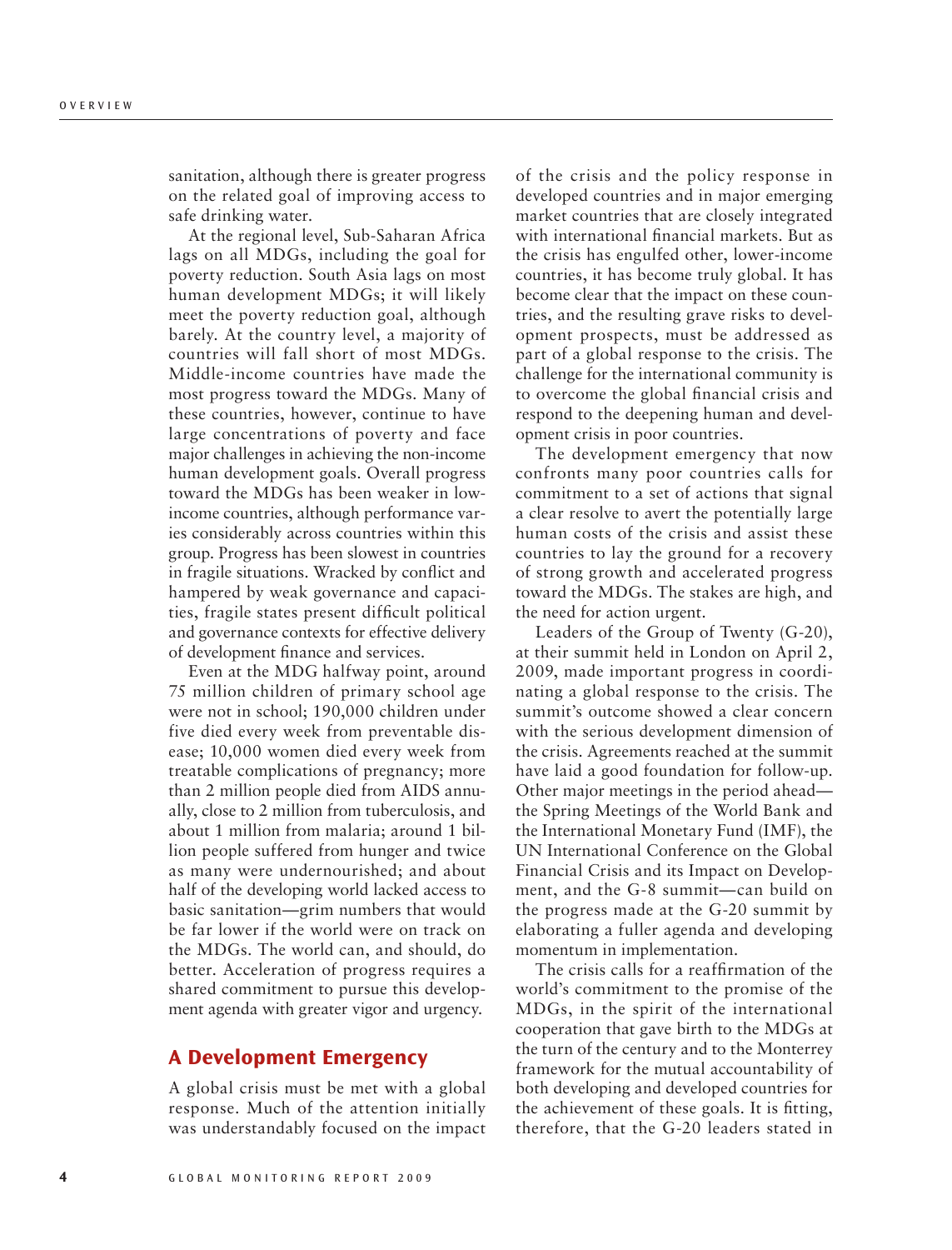sanitation, although there is greater progress on the related goal of improving access to safe drinking water.

At the regional level, Sub-Saharan Africa lags on all MDGs, including the goal for poverty reduction. South Asia lags on most human development MDGs; it will likely meet the poverty reduction goal, although barely. At the country level, a majority of countries will fall short of most MDGs. Middle-income countries have made the most progress toward the MDGs. Many of these countries, however, continue to have large concentrations of poverty and face major challenges in achieving the non-income human development goals. Overall progress toward the MDGs has been weaker in low-income countries, although performance varies considerably across countries within this group. Progress has been slowest in countries in fragile situations. Wracked by conflict and hampered by weak governance and capacities, fragile states present difficult political and governance contexts for effective delivery of development finance and services.

Even at the MDG halfway point, around 75 million children of primary school age were not in school; 190,000 children under five died every week from preventable disease; 10,000 women died every week from treatable complications of pregnancy; more than 2 million people died from AIDS annually, close to 2 million from tuberculosis, and about 1 million from malaria; around 1 billion people suffered from hunger and twice as many were undernourished; and about half of the developing world lacked access to basic sanitation—grim numbers that would be far lower if the world were on track on the MDGs. The world can, and should, do better. Acceleration of progress requires a shared commitment to pursue this development agenda with greater vigor and urgency.

## A Development Emergency

A global crisis must be met with a global response. Much of the attention initially was understandably focused on the impact of the crisis and the policy response in developed countries and in major emerging market countries that are closely integrated with international financial markets. But as the crisis has engulfed other, lower-income countries, it has become truly global. It has become clear that the impact on these countries, and the resulting grave risks to development prospects, must be addressed as part of a global response to the crisis. The challenge for the international community is to overcome the global financial crisis and respond to the deepening human and development crisis in poor countries.

The development emergency that now confronts many poor countries calls for commitment to a set of actions that signal a clear resolve to avert the potentially large human costs of the crisis and assist these countries to lay the ground for a recovery of strong growth and accelerated progress toward the MDGs. The stakes are high, and the need for action urgent.

Leaders of the Group of Twenty (G-20), at their summit held in London on April 2, 2009, made important progress in coordinating a global response to the crisis. The summit's outcome showed a clear concern with the serious development dimension of the crisis. Agreements reached at the summit have laid a good foundation for follow-up. Other major meetings in the period ahead—the Spring Meetings of the World Bank and the International Monetary Fund (IMF), the UN International Conference on the Global Financial Crisis and its Impact on Development, and the G-8 summit—can build on the progress made at the G-20 summit by elaborating a fuller agenda and developing momentum in implementation.

The crisis calls for a reaffirmation of the world's commitment to the promise of the MDGs, in the spirit of the international cooperation that gave birth to the MDGs at the turn of the century and to the Monterrey framework for the mutual accountability of both developing and developed countries for the achievement of these goals. It is fitting, therefore, that the G-20 leaders stated in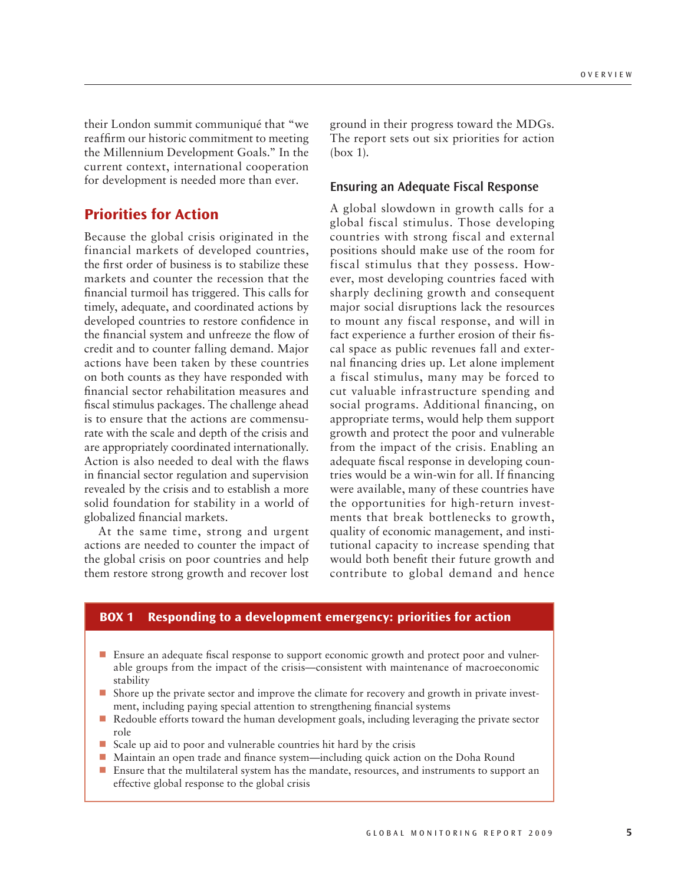their London summit communiqué that "we reaffirm our historic commitment to meeting the Millennium Development Goals." In the current context, international cooperation for development is needed more than ever.

## Priorities for Action

Because the global crisis originated in the financial markets of developed countries, the first order of business is to stabilize these markets and counter the recession that the financial turmoil has triggered. This calls for timely, adequate, and coordinated actions by developed countries to restore confidence in the financial system and unfreeze the flow of credit and to counter falling demand. Major actions have been taken by these countries on both counts as they have responded with financial sector rehabilitation measures and fiscal stimulus packages. The challenge ahead is to ensure that the actions are commensurate with the scale and depth of the crisis and are appropriately coordinated internationally. Action is also needed to deal with the flaws in financial sector regulation and supervision revealed by the crisis and to establish a more solid foundation for stability in a world of globalized financial markets.

At the same time, strong and urgent actions are needed to counter the impact of the global crisis on poor countries and help them restore strong growth and recover lost ground in their progress toward the MDGs. The report sets out six priorities for action (box 1).

### Ensuring an Adequate Fiscal Response

A global slowdown in growth calls for a global fiscal stimulus. Those developing countries with strong fiscal and external positions should make use of the room for fiscal stimulus that they possess. However, most developing countries faced with sharply declining growth and consequent major social disruptions lack the resources to mount any fiscal response, and will in fact experience a further erosion of their fiscal space as public revenues fall and external financing dries up. Let alone implement a fiscal stimulus, many may be forced to cut valuable infrastructure spending and social programs. Additional financing, on appropriate terms, would help them support growth and protect the poor and vulnerable from the impact of the crisis. Enabling an adequate fiscal response in developing countries would be a win-win for all. If financing were available, many of these countries have the opportunities for high-return investments that break bottlenecks to growth, quality of economic management, and institutional capacity to increase spending that would both benefit their future growth and contribute to global demand and hence

**BOX 1 Responding to a development emergency: priorities for action**

- Ensure an adequate fiscal response to support economic growth and protect poor and vulnerable groups from the impact of the crisis—consistent with maintenance of macroeconomic stability
- Shore up the private sector and improve the climate for recovery and growth in private investment, including paying special attention to strengthening financial systems
- Redouble efforts toward the human development goals, including leveraging the private sector role
- Scale up aid to poor and vulnerable countries hit hard by the crisis
- Maintain an open trade and finance system—including quick action on the Doha Round
- Ensure that the multilateral system has the mandate, resources, and instruments to support an effective global response to the global crisis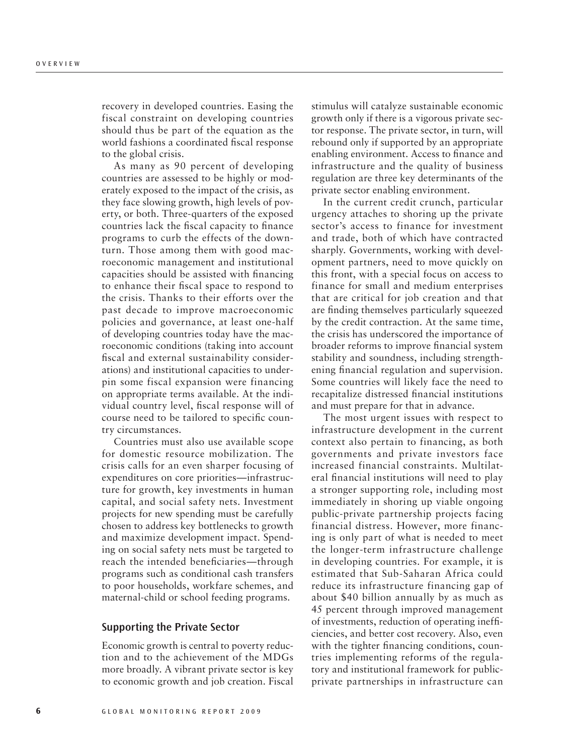recovery in developed countries. Easing the fiscal constraint on developing countries should thus be part of the equation as the world fashions a coordinated fiscal response to the global crisis.

As many as 90 percent of developing countries are assessed to be highly or moderately exposed to the impact of the crisis, as they face slowing growth, high levels of poverty, or both. Three-quarters of the exposed countries lack the fiscal capacity to finance programs to curb the effects of the downturn. Those among them with good macroeconomic management and institutional capacities should be assisted with financing to enhance their fiscal space to respond to the crisis. Thanks to their efforts over the past decade to improve macroeconomic policies and governance, at least one-half of developing countries today have the macroeconomic conditions (taking into account fiscal and external sustainability considerations) and institutional capacities to underpin some fiscal expansion were financing on appropriate terms available. At the individual country level, fiscal response will of course need to be tailored to specific country circumstances.

Countries must also use available scope for domestic resource mobilization. The crisis calls for an even sharper focusing of expenditures on core priorities—infrastructure for growth, key investments in human capital, and social safety nets. Investment projects for new spending must be carefully chosen to address key bottlenecks to growth and maximize development impact. Spending on social safety nets must be targeted to reach the intended beneficiaries—through programs such as conditional cash transfers to poor households, workfare schemes, and maternal-child or school feeding programs.

## Supporting the Private Sector

Economic growth is central to poverty reduction and to the achievement of the MDGs more broadly. A vibrant private sector is key to economic growth and job creation. Fiscal stimulus will catalyze sustainable economic growth only if there is a vigorous private sector response. The private sector, in turn, will rebound only if supported by an appropriate enabling environment. Access to finance and infrastructure and the quality of business regulation are three key determinants of the private sector enabling environment.

In the current credit crunch, particular urgency attaches to shoring up the private sector's access to finance for investment and trade, both of which have contracted sharply. Governments, working with development partners, need to move quickly on this front, with a special focus on access to finance for small and medium enterprises that are critical for job creation and that are finding themselves particularly squeezed by the credit contraction. At the same time, the crisis has underscored the importance of broader reforms to improve financial system stability and soundness, including strengthening financial regulation and supervision. Some countries will likely face the need to recapitalize distressed financial institutions and must prepare for that in advance.

The most urgent issues with respect to infrastructure development in the current context also pertain to financing, as both governments and private investors face increased financial constraints. Multilateral financial institutions will need to play a stronger supporting role, including most immediately in shoring up viable ongoing public-private partnership projects facing financial distress. However, more financing is only part of what is needed to meet the longer-term infrastructure challenge in developing countries. For example, it is estimated that Sub-Saharan Africa could reduce its infrastructure financing gap of about $40 billion annually by as much as 45 percent through improved management of investments, reduction of operating inefficiencies, and better cost recovery. Also, even with the tighter financing conditions, countries implementing reforms of the regulatory and institutional framework for public-private partnerships in infrastructure can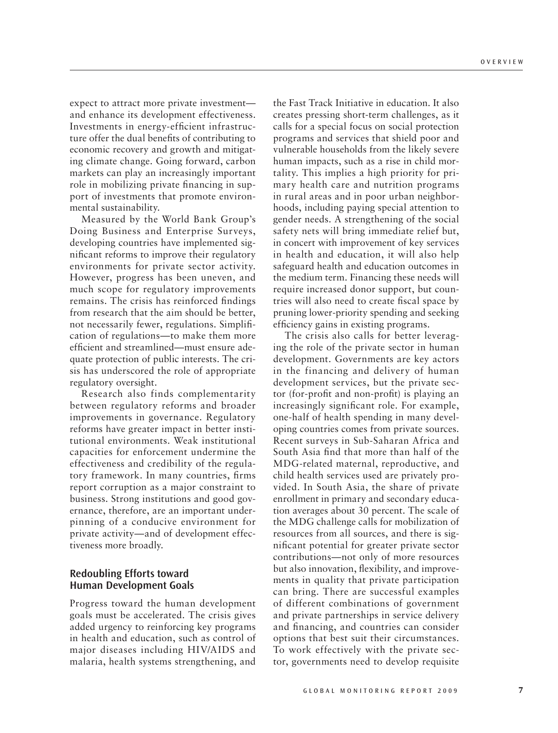expect to attract more private investment—and enhance its development effectiveness. Investments in energy-efficient infrastructure offer the dual benefits of contributing to economic recovery and growth and mitigating climate change. Going forward, carbon markets can play an increasingly important role in mobilizing private financing in support of investments that promote environmental sustainability.

Measured by the World Bank Group's Doing Business and Enterprise Surveys, developing countries have implemented significant reforms to improve their regulatory environments for private sector activity. However, progress has been uneven, and much scope for regulatory improvements remains. The crisis has reinforced findings from research that the aim should be better, not necessarily fewer, regulations. Simplification of regulations—to make them more efficient and streamlined—must ensure adequate protection of public interests. The crisis has underscored the role of appropriate regulatory oversight.

Research also finds complementarity between regulatory reforms and broader improvements in governance. Regulatory reforms have greater impact in better institutional environments. Weak institutional capacities for enforcement undermine the effectiveness and credibility of the regulatory framework. In many countries, firms report corruption as a major constraint to business. Strong institutions and good governance, therefore, are an important underpinning of a conducive environment for private activity—and of development effectiveness more broadly.

## Redoubling Efforts toward Human Development Goals

Progress toward the human development goals must be accelerated. The crisis gives added urgency to reinforcing key programs in health and education, such as control of major diseases including HIV/AIDS and malaria, health systems strengthening, and the Fast Track Initiative in education. It also creates pressing short-term challenges, as it calls for a special focus on social protection programs and services that shield poor and vulnerable households from the likely severe human impacts, such as a rise in child mortality. This implies a high priority for primary health care and nutrition programs in rural areas and in poor urban neighborhoods, including paying special attention to gender needs. A strengthening of the social safety nets will bring immediate relief but, in concert with improvement of key services in health and education, it will also help safeguard health and education outcomes in the medium term. Financing these needs will require increased donor support, but countries will also need to create fiscal space by pruning lower-priority spending and seeking efficiency gains in existing programs.

The crisis also calls for better leveraging the role of the private sector in human development. Governments are key actors in the financing and delivery of human development services, but the private sector (for-profit and non-profit) is playing an increasingly significant role. For example, one-half of health spending in many developing countries comes from private sources. Recent surveys in Sub-Saharan Africa and South Asia find that more than half of the MDG-related maternal, reproductive, and child health services used are privately provided. In South Asia, the share of private enrollment in primary and secondary education averages about 30 percent. The scale of the MDG challenge calls for mobilization of resources from all sources, and there is significant potential for greater private sector contributions—not only of more resources but also innovation, flexibility, and improvements in quality that private participation can bring. There are successful examples of different combinations of government and private partnerships in service delivery and financing, and countries can consider options that best suit their circumstances. To work effectively with the private sector, governments need to develop requisite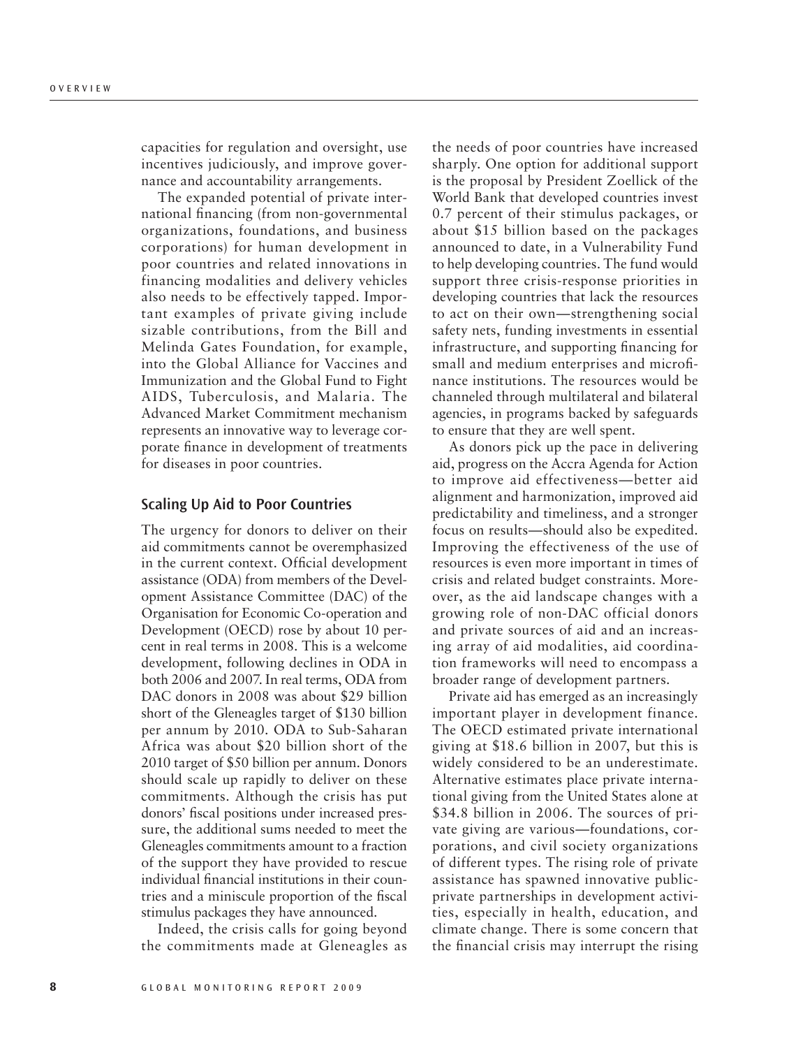capacities for regulation and oversight, use incentives judiciously, and improve governance and accountability arrangements.

The expanded potential of private international financing (from non-governmental organizations, foundations, and business corporations) for human development in poor countries and related innovations in financing modalities and delivery vehicles also needs to be effectively tapped. Important examples of private giving include sizable contributions, from the Bill and Melinda Gates Foundation, for example, into the Global Alliance for Vaccines and Immunization and the Global Fund to Fight AIDS, Tuberculosis, and Malaria. The Advanced Market Commitment mechanism represents an innovative way to leverage corporate finance in development of treatments for diseases in poor countries.

### Scaling Up Aid to Poor Countries

The urgency for donors to deliver on their aid commitments cannot be overemphasized in the current context. Official development assistance (ODA) from members of the Development Assistance Committee (DAC) of the Organisation for Economic Co-operation and Development (OECD) rose by about 10 percent in real terms in 2008. This is a welcome development, following declines in ODA in both 2006 and 2007. In real terms, ODA from DAC donors in 2008 was about $29 billion short of the Gleneagles target of $130 billion per annum by 2010. ODA to Sub-Saharan Africa was about $20 billion short of the 2010 target of $50 billion per annum. Donors should scale up rapidly to deliver on these commitments. Although the crisis has put donors' fiscal positions under increased pressure, the additional sums needed to meet the Gleneagles commitments amount to a fraction of the support they have provided to rescue individual financial institutions in their countries and a miniscule proportion of the fiscal stimulus packages they have announced.

Indeed, the crisis calls for going beyond the commitments made at Gleneagles as the needs of poor countries have increased sharply. One option for additional support is the proposal by President Zoellick of the World Bank that developed countries invest 0.7 percent of their stimulus packages, or about $15 billion based on the packages announced to date, in a Vulnerability Fund to help developing countries. The fund would support three crisis-response priorities in developing countries that lack the resources to act on their own—strengthening social safety nets, funding investments in essential infrastructure, and supporting financing for small and medium enterprises and microfinance institutions. The resources would be channeled through multilateral and bilateral agencies, in programs backed by safeguards to ensure that they are well spent.

As donors pick up the pace in delivering aid, progress on the Accra Agenda for Action to improve aid effectiveness—better aid alignment and harmonization, improved aid predictability and timeliness, and a stronger focus on results—should also be expedited. Improving the effectiveness of the use of resources is even more important in times of crisis and related budget constraints. Moreover, as the aid landscape changes with a growing role of non-DAC official donors and private sources of aid and an increasing array of aid modalities, aid coordination frameworks will need to encompass a broader range of development partners.

Private aid has emerged as an increasingly important player in development finance. The OECD estimated private international giving at $18.6 billion in 2007, but this is widely considered to be an underestimate. Alternative estimates place private international giving from the United States alone at $34.8 billion in 2006. The sources of private giving are various—foundations, corporations, and civil society organizations of different types. The rising role of private assistance has spawned innovative public-private partnerships in development activities, especially in health, education, and climate change. There is some concern that the financial crisis may interrupt the rising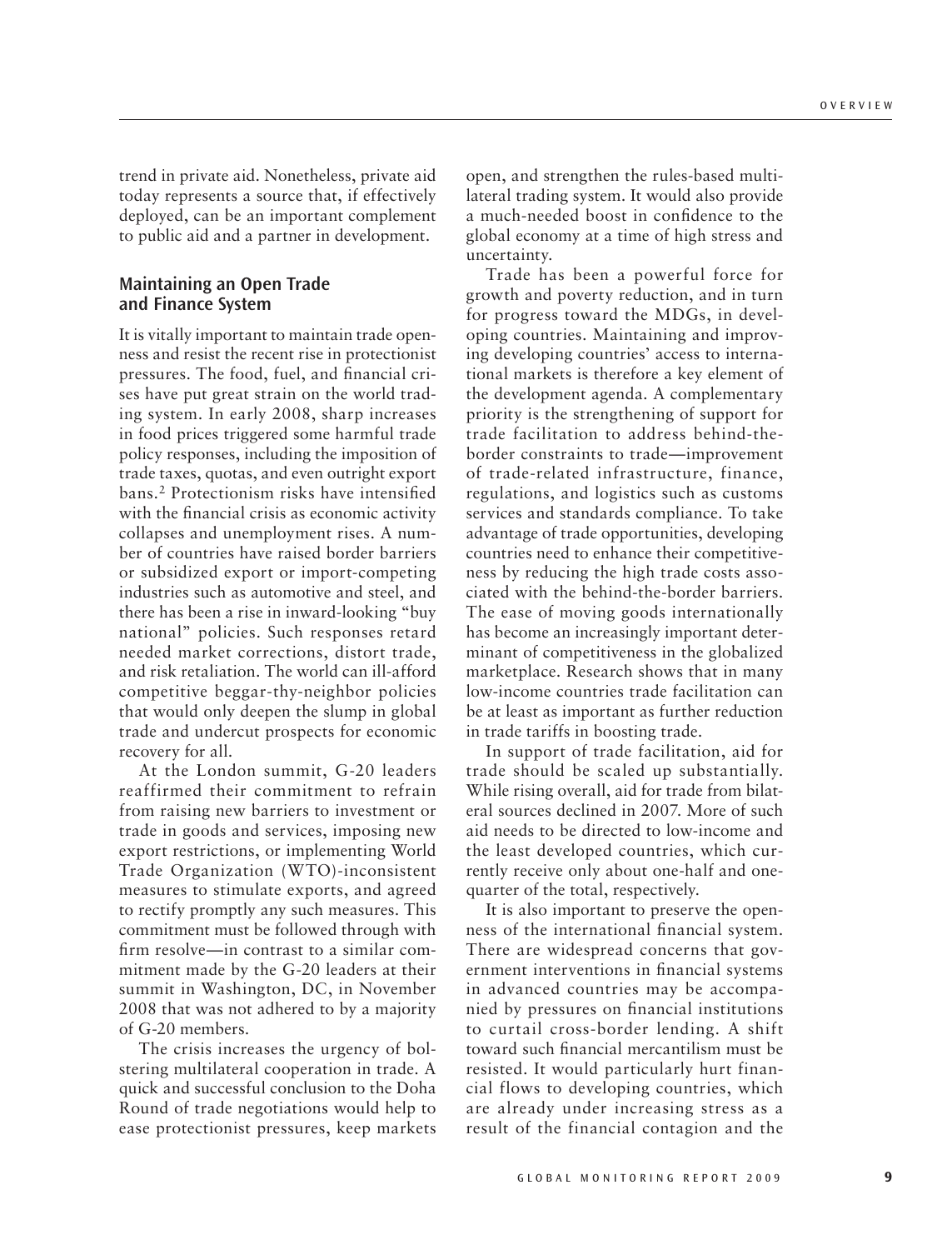trend in private aid. Nonetheless, private aid today represents a source that, if effectively deployed, can be an important complement to public aid and a partner in development.

## Maintaining an Open Trade and Finance System

It is vitally important to maintain trade openness and resist the recent rise in protectionist pressures. The food, fuel, and financial crises have put great strain on the world trading system. In early 2008, sharp increases in food prices triggered some harmful trade policy responses, including the imposition of trade taxes, quotas, and even outright export bans.[2] Protectionism risks have intensified with the financial crisis as economic activity collapses and unemployment rises. A number of countries have raised border barriers or subsidized export or import-competing industries such as automotive and steel, and there has been a rise in inward-looking "buy national" policies. Such responses retard needed market corrections, distort trade, and risk retaliation. The world can ill-afford competitive beggar-thy-neighbor policies that would only deepen the slump in global trade and undercut prospects for economic recovery for all.

At the London summit, G-20 leaders reaffirmed their commitment to refrain from raising new barriers to investment or trade in goods and services, imposing new export restrictions, or implementing World Trade Organization (WTO)-inconsistent measures to stimulate exports, and agreed to rectify promptly any such measures. This commitment must be followed through with firm resolve—in contrast to a similar commitment made by the G-20 leaders at their summit in Washington, DC, in November 2008 that was not adhered to by a majority of G-20 members.

The crisis increases the urgency of bolstering multilateral cooperation in trade. A quick and successful conclusion to the Doha Round of trade negotiations would help to ease protectionist pressures, keep markets open, and strengthen the rules-based multilateral trading system. It would also provide a much-needed boost in confidence to the global economy at a time of high stress and uncertainty.

Trade has been a powerful force for growth and poverty reduction, and in turn for progress toward the MDGs, in developing countries. Maintaining and improving developing countries' access to international markets is therefore a key element of the development agenda. A complementary priority is the strengthening of support for trade facilitation to address behind-the-border constraints to trade—improvement of trade-related infrastructure, finance, regulations, and logistics such as customs services and standards compliance. To take advantage of trade opportunities, developing countries need to enhance their competitiveness by reducing the high trade costs associated with the behind-the-border barriers. The ease of moving goods internationally has become an increasingly important determinant of competitiveness in the globalized marketplace. Research shows that in many low-income countries trade facilitation can be at least as important as further reduction in trade tariffs in boosting trade.

In support of trade facilitation, aid for trade should be scaled up substantially. While rising overall, aid for trade from bilateral sources declined in 2007. More of such aid needs to be directed to low-income and the least developed countries, which currently receive only about one-half and one-quarter of the total, respectively.

It is also important to preserve the openness of the international financial system. There are widespread concerns that government interventions in financial systems in advanced countries may be accompanied by pressures on financial institutions to curtail cross-border lending. A shift toward such financial mercantilism must be resisted. It would particularly hurt financial flows to developing countries, which are already under increasing stress as a result of the financial contagion and the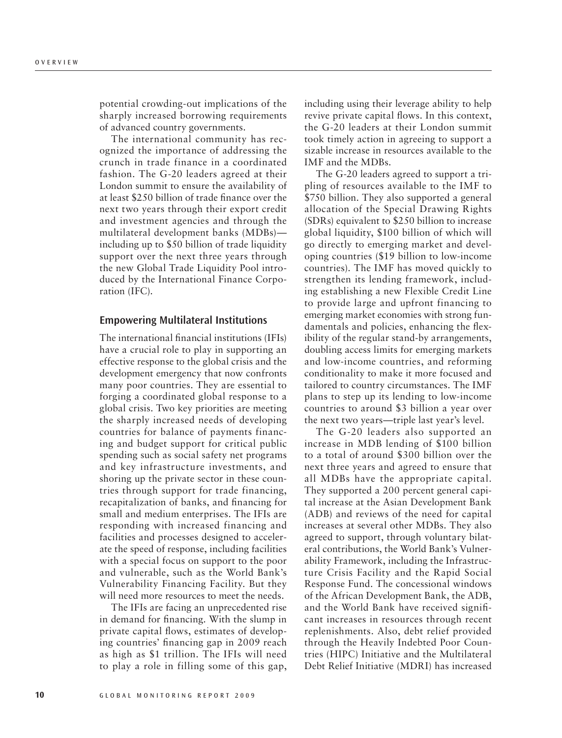potential crowding-out implications of the sharply increased borrowing requirements of advanced country governments.

The international community has recognized the importance of addressing the crunch in trade finance in a coordinated fashion. The G-20 leaders agreed at their London summit to ensure the availability of at least $250 billion of trade finance over the next two years through their export credit and investment agencies and through the multilateral development banks (MDBs)—including up to $50 billion of trade liquidity support over the next three years through the new Global Trade Liquidity Pool introduced by the International Finance Corporation (IFC).

## Empowering Multilateral Institutions

The international financial institutions (IFIs) have a crucial role to play in supporting an effective response to the global crisis and the development emergency that now confronts many poor countries. They are essential to forging a coordinated global response to a global crisis. Two key priorities are meeting the sharply increased needs of developing countries for balance of payments financing and budget support for critical public spending such as social safety net programs and key infrastructure investments, and shoring up the private sector in these countries through support for trade financing, recapitalization of banks, and financing for small and medium enterprises. The IFIs are responding with increased financing and facilities and processes designed to accelerate the speed of response, including facilities with a special focus on support to the poor and vulnerable, such as the World Bank's Vulnerability Financing Facility. But they will need more resources to meet the needs.

The IFIs are facing an unprecedented rise in demand for financing. With the slump in private capital flows, estimates of developing countries' financing gap in 2009 reach as high as $1 trillion. The IFIs will need to play a role in filling some of this gap, including using their leverage ability to help revive private capital flows. In this context, the G-20 leaders at their London summit took timely action in agreeing to support a sizable increase in resources available to the IMF and the MDBs.

The G-20 leaders agreed to support a tripling of resources available to the IMF to $750 billion. They also supported a general allocation of the Special Drawing Rights (SDRs) equivalent to $250 billion to increase global liquidity, $100 billion of which will go directly to emerging market and developing countries ($19 billion to low-income countries). The IMF has moved quickly to strengthen its lending framework, including establishing a new Flexible Credit Line to provide large and upfront financing to emerging market economies with strong fundamentals and policies, enhancing the flexibility of the regular stand-by arrangements, doubling access limits for emerging markets and low-income countries, and reforming conditionality to make it more focused and tailored to country circumstances. The IMF plans to step up its lending to low-income countries to around $3 billion a year over the next two years—triple last year's level.

The G-20 leaders also supported an increase in MDB lending of $100 billion to a total of around $300 billion over the next three years and agreed to ensure that all MDBs have the appropriate capital. They supported a 200 percent general capital increase at the Asian Development Bank (ADB) and reviews of the need for capital increases at several other MDBs. They also agreed to support, through voluntary bilateral contributions, the World Bank's Vulnerability Framework, including the Infrastructure Crisis Facility and the Rapid Social Response Fund. The concessional windows of the African Development Bank, the ADB, and the World Bank have received significant increases in resources through recent replenishments. Also, debt relief provided through the Heavily Indebted Poor Countries (HIPC) Initiative and the Multilateral Debt Relief Initiative (MDRI) has increased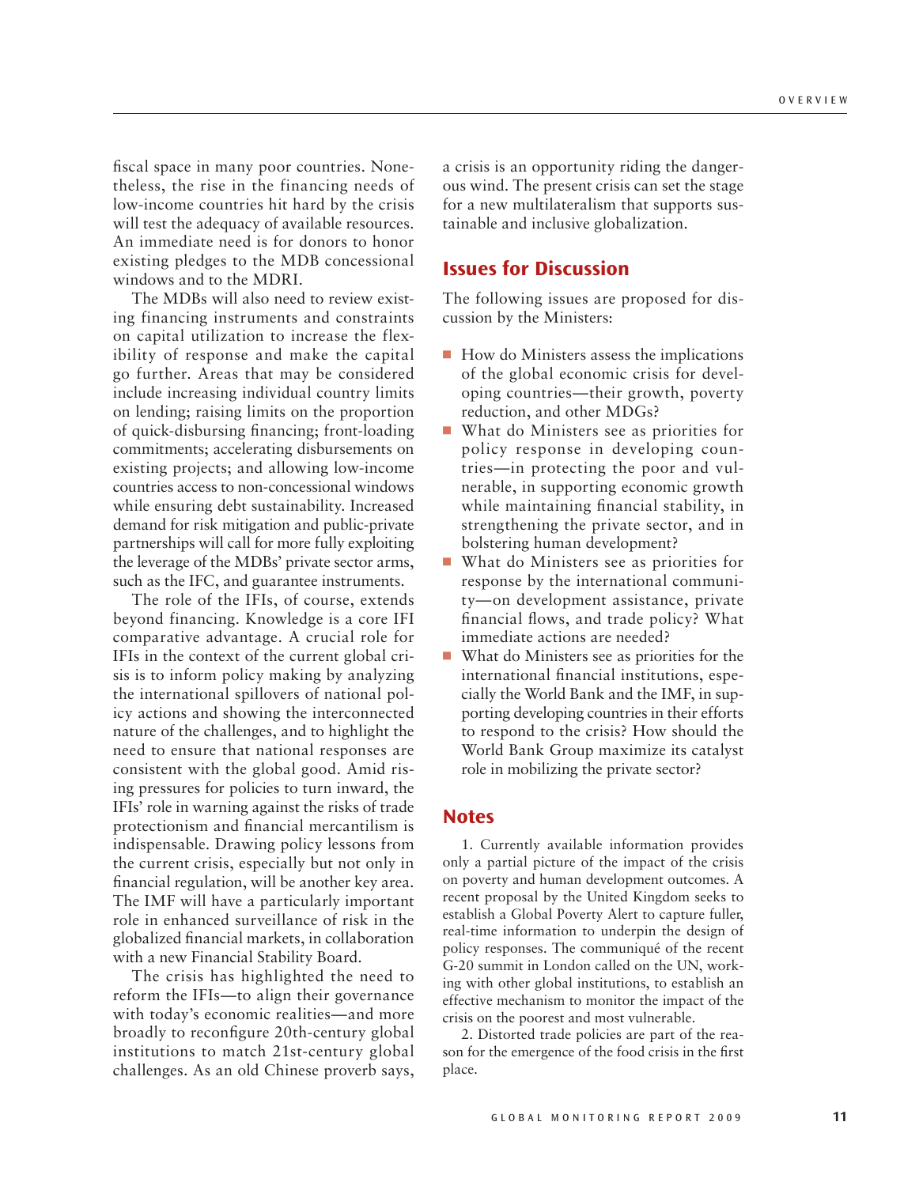fiscal space in many poor countries. Nonetheless, the rise in the financing needs of low-income countries hit hard by the crisis will test the adequacy of available resources. An immediate need is for donors to honor existing pledges to the MDB concessional windows and to the MDRI.

The MDBs will also need to review existing financing instruments and constraints on capital utilization to increase the flexibility of response and make the capital go further. Areas that may be considered include increasing individual country limits on lending; raising limits on the proportion of quick-disbursing financing; front-loading commitments; accelerating disbursements on existing projects; and allowing low-income countries access to non-concessional windows while ensuring debt sustainability. Increased demand for risk mitigation and public-private partnerships will call for more fully exploiting the leverage of the MDBs' private sector arms, such as the IFC, and guarantee instruments.

The role of the IFIs, of course, extends beyond financing. Knowledge is a core IFI comparative advantage. A crucial role for IFIs in the context of the current global crisis is to inform policy making by analyzing the international spillovers of national policy actions and showing the interconnected nature of the challenges, and to highlight the need to ensure that national responses are consistent with the global good. Amid rising pressures for policies to turn inward, the IFIs' role in warning against the risks of trade protectionism and financial mercantilism is indispensable. Drawing policy lessons from the current crisis, especially but not only in financial regulation, will be another key area. The IMF will have a particularly important role in enhanced surveillance of risk in the globalized financial markets, in collaboration with a new Financial Stability Board.

The crisis has highlighted the need to reform the IFIs—to align their governance with today's economic realities—and more broadly to reconfigure 20th-century global institutions to match 21st-century global challenges. As an old Chinese proverb says, a crisis is an opportunity riding the dangerous wind. The present crisis can set the stage for a new multilateralism that supports sustainable and inclusive globalization.

## Issues for Discussion

The following issues are proposed for discussion by the Ministers:

- How do Ministers assess the implications of the global economic crisis for developing countries—their growth, poverty reduction, and other MDGs?
- What do Ministers see as priorities for policy response in developing countries—in protecting the poor and vulnerable, in supporting economic growth while maintaining financial stability, in strengthening the private sector, and in bolstering human development?
- What do Ministers see as priorities for response by the international community—on development assistance, private financial flows, and trade policy? What immediate actions are needed?
- What do Ministers see as priorities for the international financial institutions, especially the World Bank and the IMF, in supporting developing countries in their efforts to respond to the crisis? How should the World Bank Group maximize its catalyst role in mobilizing the private sector?

## Notes

1. Currently available information provides only a partial picture of the impact of the crisis on poverty and human development outcomes. A recent proposal by the United Kingdom seeks to establish a Global Poverty Alert to capture fuller, real-time information to underpin the design of policy responses. The communiqué of the recent G-20 summit in London called on the UN, working with other global institutions, to establish an effective mechanism to monitor the impact of the crisis on the poorest and most vulnerable.

2. Distorted trade policies are part of the reason for the emergence of the food crisis in the first place.